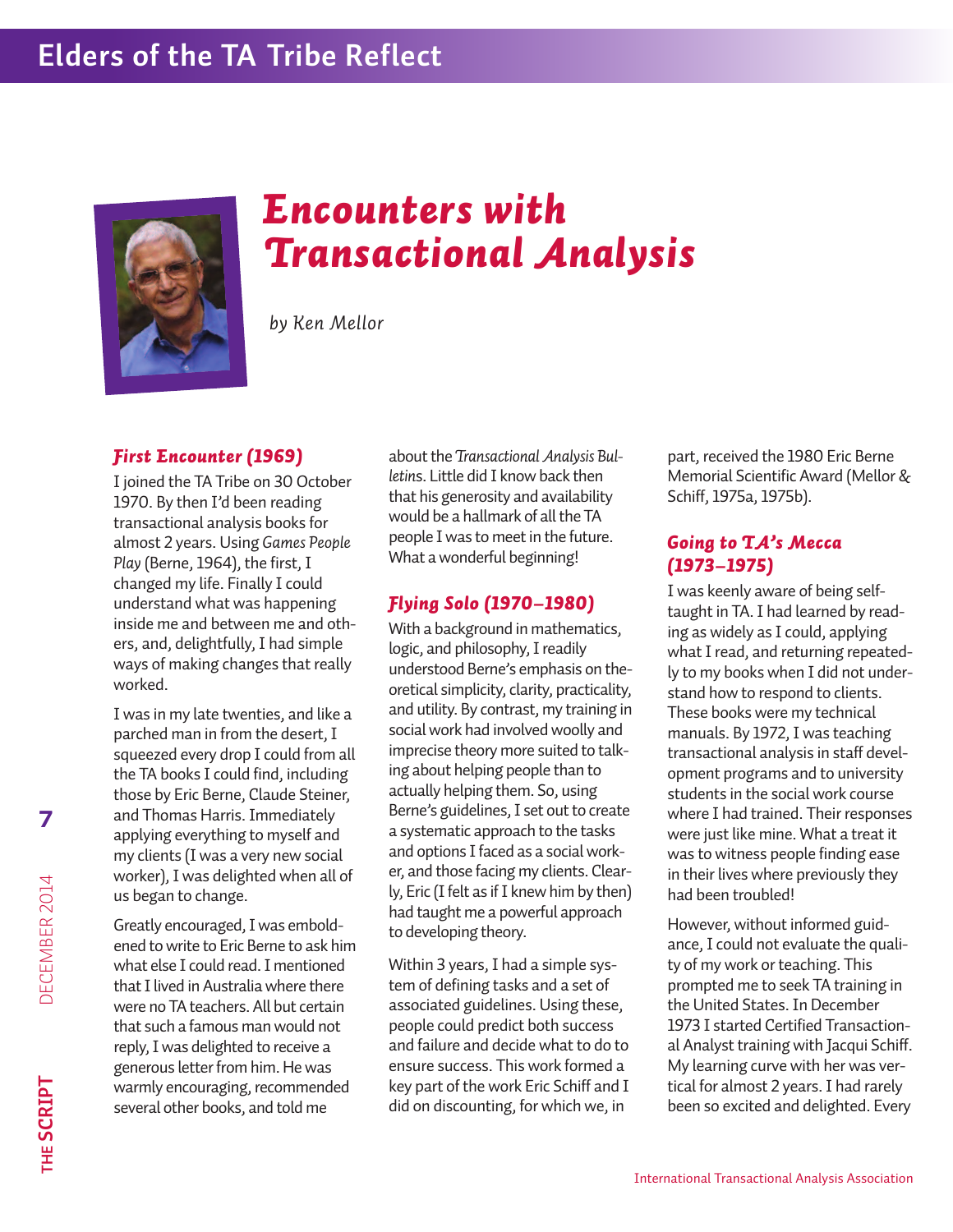# Encounters with Transactional Analysis

*by Ken Mellor*

## First Encounter (1969)

I joined the TA Tribe on 30 October 1970. By then I'd been reading transactional analysis books for almost 2 years. Using *Games People Play* (Berne, 1964), the first, I changed my life. Finally I could understand what was happening inside me and between me and others, and, delightfully, I had simple ways of making changes that really worked.

I was in my late twenties, and like a parched man in from the desert, I squeezed every drop I could from all the TA books I could find, including those by Eric Berne, Claude Steiner, and Thomas Harris. Immediately applying everything to myself and my clients (I was a very new social worker), I was delighted when all of us began to change.

Greatly encouraged, I was emboldened to write to Eric Berne to ask him what else I could read. I mentioned that I lived in Australia where there were no TA teachers. All but certain that such a famous man would not reply, I was delighted to receive a generous letter from him. He was warmly encouraging, recommended several other books, and told me about the *Transactional Analysis Bulletins*. Little did I know back then that his generosity and availability would be a hallmark of all the TA people I was to meet in the future. What a wonderful beginning!

## Flying Solo (1970–1980)

With a background in mathematics, logic, and philosophy, I readily understood Berne's emphasis on theoretical simplicity, clarity, practicality, and utility. By contrast, my training in social work had involved woolly and imprecise theory more suited to talking about helping people than to actually helping them. So, using Berne's guidelines, I set out to create a systematic approach to the tasks and options I faced as a social worker, and those facing my clients. Clearly, Eric (I felt as if I knew him by then) had taught me a powerful approach to developing theory.

Within 3 years, I had a simple system of defining tasks and a set of associated guidelines. Using these, people could predict both success and failure and decide what to do to ensure success. This work formed a key part of the work Eric Schiff and I did on discounting, for which we, in part, received the 1980 Eric Berne Memorial Scientific Award (Mellor & Schiff, 1975a, 1975b).

## Going to TA's Mecca (1973–1975)

I was keenly aware of being self-taught in TA. I had learned by reading as widely as I could, applying what I read, and returning repeatedly to my books when I did not understand how to respond to clients. These books were my technical manuals. By 1972, I was teaching transactional analysis in staff development programs and to university students in the social work course where I had trained. Their responses were just like mine. What a treat it was to witness people finding ease in their lives where previously they had been troubled!

However, without informed guidance, I could not evaluate the quality of my work or teaching. This prompted me to seek TA training in the United States. In December 1973 I started Certified Transactional Analyst training with Jacqui Schiff. My learning curve with her was vertical for almost 2 years. I had rarely been so excited and delighted. Every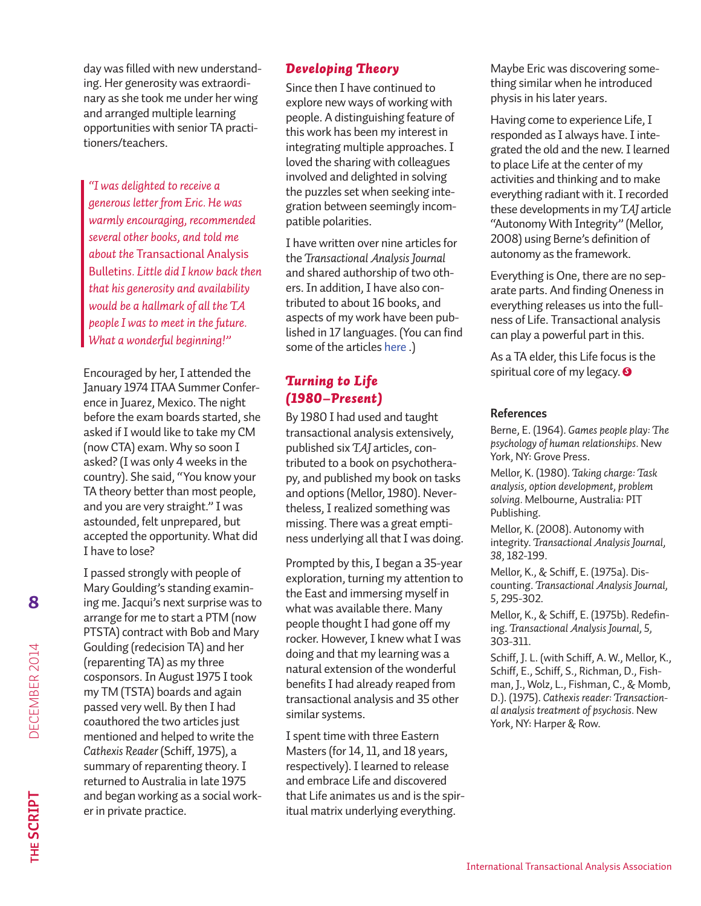day was filled with new understanding. Her generosity was extraordinary as she took me under her wing and arranged multiple learning opportunities with senior TA practitioners/teachers.

> *"I was delighted to receive a generous letter from Eric. He was warmly encouraging, recommended several other books, and told me about the* Transactional Analysis Bulletins*. Little did I know back then that his generosity and availability would be a hallmark of all the TA people I was to meet in the future. What a wonderful beginning!"*

Encouraged by her, I attended the January 1974 ITAA Summer Conference in Juarez, Mexico. The night before the exam boards started, she asked if I would like to take my CM (now CTA) exam. Why so soon I asked? (I was only 4 weeks in the country). She said, "You know your TA theory better than most people, and you are very straight." I was astounded, felt unprepared, but accepted the opportunity. What did I have to lose?

I passed strongly with people of Mary Goulding's standing examining me. Jacqui's next surprise was to arrange for me to start a PTM (now PTSTA) contract with Bob and Mary Goulding (redecision TA) and her (reparenting TA) as my three cosponsors. In August 1975 I took my TM (TSTA) boards and again passed very well. By then I had coauthored the two articles just mentioned and helped to write the *Cathexis Reader* (Schiff, 1975), a summary of reparenting theory. I returned to Australia in late 1975 and began working as a social worker in private practice.

## *Developing Theory*

Since then I have continued to explore new ways of working with people. A distinguishing feature of this work has been my interest in integrating multiple approaches. I loved the sharing with colleagues involved and delighted in solving the puzzles set when seeking integration between seemingly incompatible polarities.

I have written over nine articles for the *Transactional Analysis Journal* and shared authorship of two others. In addition, I have also contributed to about 16 books, and aspects of my work have been published in 17 languages. (You can find some of the articles here .)

## *Turning to Life (1980–Present)*

By 1980 I had used and taught transactional analysis extensively, published six *TAJ* articles, contributed to a book on psychotherapy, and published my book on tasks and options (Mellor, 1980). Nevertheless, I realized something was missing. There was a great emptiness underlying all that I was doing.

Prompted by this, I began a 35-year exploration, turning my attention to the East and immersing myself in what was available there. Many people thought I had gone off my rocker. However, I knew what I was doing and that my learning was a natural extension of the wonderful benefits I had already reaped from transactional analysis and 35 other similar systems.

I spent time with three Eastern Masters (for 14, 11, and 18 years, respectively). I learned to release and embrace Life and discovered that Life animates us and is the spiritual matrix underlying everything.

Maybe Eric was discovering something similar when he introduced physis in his later years.

Having come to experience Life, I responded as I always have. I integrated the old and the new. I learned to place Life at the center of my activities and thinking and to make everything radiant with it. I recorded these developments in my *TAJ* article "Autonomy With Integrity" (Mellor, 2008) using Berne's definition of autonomy as the framework.

Everything is One, there are no separate parts. And finding Oneness in everything releases us into the fullness of Life. Transactional analysis can play a powerful part in this.

As a TA elder, this Life focus is the spiritual core of my legacy.

### References

Berne, E. (1964). *Games people play: The psychology of human relationships.* New York, NY: Grove Press.

Mellor, K. (1980). *Taking charge: Task analysis, option development, problem solving.* Melbourne, Australia: PIT Publishing.

Mellor, K. (2008). Autonomy with integrity. *Transactional Analysis Journal, 38,* 182-199.

Mellor, K., & Schiff, E. (1975a). Discounting. *Transactional Analysis Journal, 5,* 295-302.

Mellor, K., & Schiff, E. (1975b). Redefining. *Transactional Analysis Journal, 5,* 303-311.

Schiff, J. L. (with Schiff, A. W., Mellor, K., Schiff, E., Schiff, S., Richman, D., Fishman, J., Wolz, L., Fishman, C., & Momb, D.). (1975). *Cathexis reader: Transactional analysis treatment of psychosis.* New York, NY: Harper & Row.